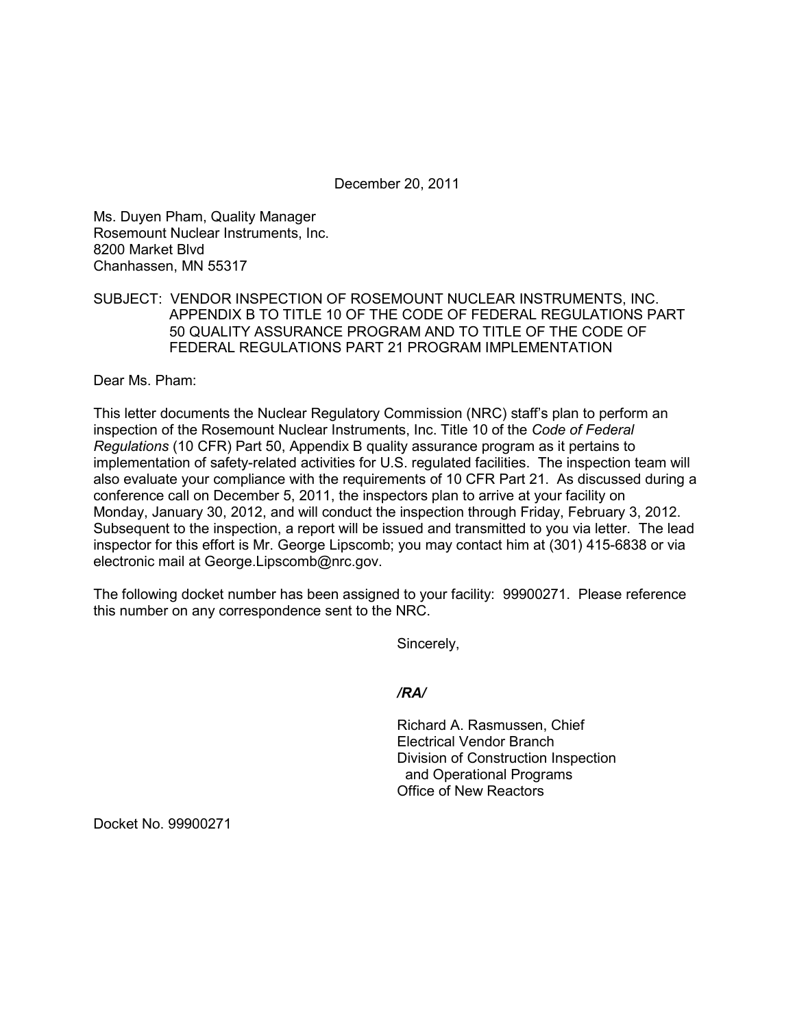December 20, 2011

Ms. Duyen Pham, Quality Manager
Rosemount Nuclear Instruments, Inc.
8200 Market Blvd
Chanhassen, MN 55317

SUBJECT: VENDOR INSPECTION OF ROSEMOUNT NUCLEAR INSTRUMENTS, INC. APPENDIX B TO TITLE 10 OF THE CODE OF FEDERAL REGULATIONS PART 50 QUALITY ASSURANCE PROGRAM AND TO TITLE OF THE CODE OF FEDERAL REGULATIONS PART 21 PROGRAM IMPLEMENTATION

Dear Ms. Pham:

This letter documents the Nuclear Regulatory Commission (NRC) staff's plan to perform an inspection of the Rosemount Nuclear Instruments, Inc. Title 10 of the *Code of Federal Regulations* (10 CFR) Part 50, Appendix B quality assurance program as it pertains to implementation of safety-related activities for U.S. regulated facilities. The inspection team will also evaluate your compliance with the requirements of 10 CFR Part 21. As discussed during a conference call on December 5, 2011, the inspectors plan to arrive at your facility on Monday, January 30, 2012, and will conduct the inspection through Friday, February 3, 2012. Subsequent to the inspection, a report will be issued and transmitted to you via letter. The lead inspector for this effort is Mr. George Lipscomb; you may contact him at (301) 415-6838 or via electronic mail at George.Lipscomb@nrc.gov.

The following docket number has been assigned to your facility: 99900271. Please reference this number on any correspondence sent to the NRC.

Sincerely,

***/RA/***

Richard A. Rasmussen, Chief
Electrical Vendor Branch
Division of Construction Inspection
and Operational Programs
Office of New Reactors

Docket No. 99900271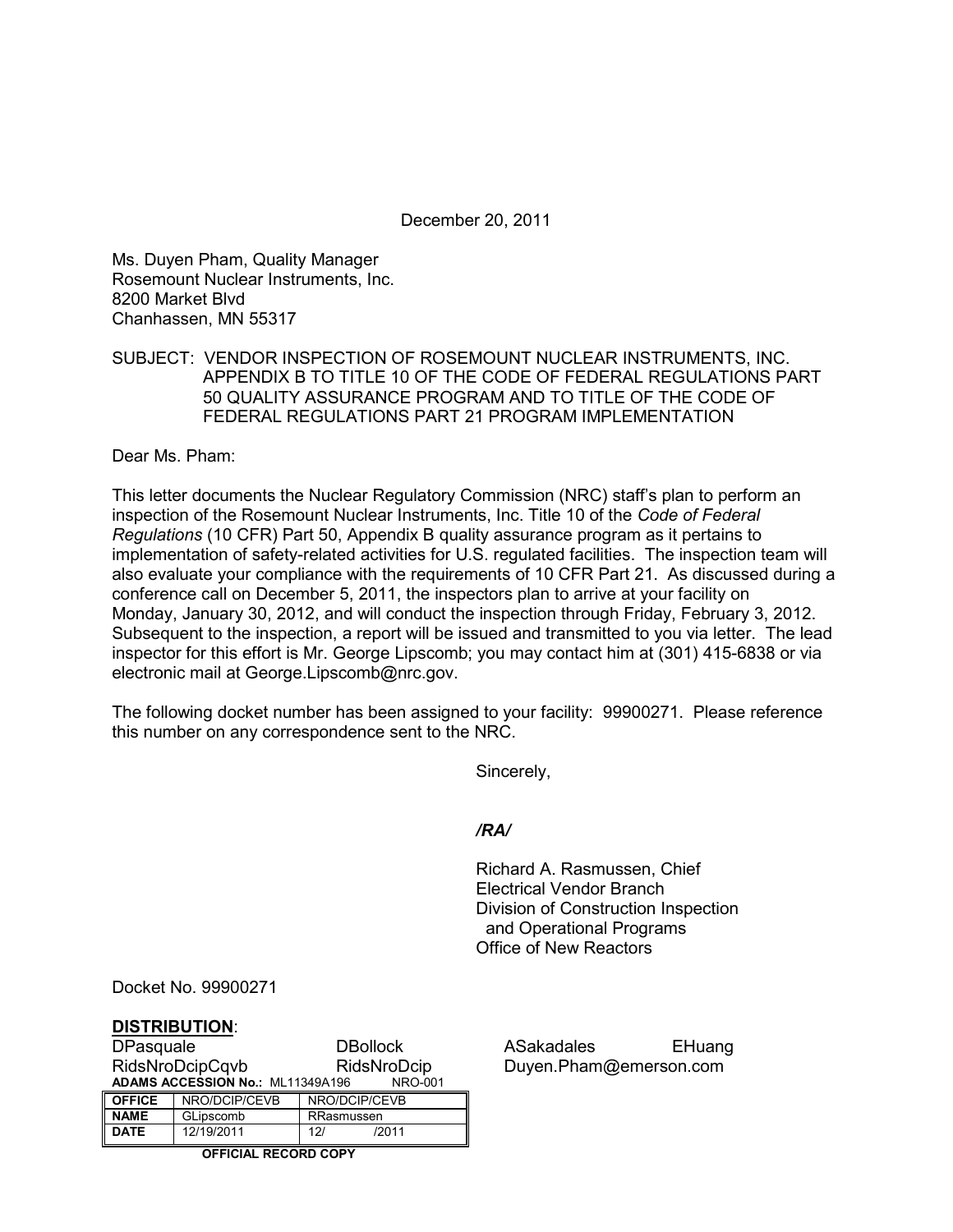December 20, 2011

Ms. Duyen Pham, Quality Manager
Rosemount Nuclear Instruments, Inc.
8200 Market Blvd
Chanhassen, MN 55317

SUBJECT: VENDOR INSPECTION OF ROSEMOUNT NUCLEAR INSTRUMENTS, INC. APPENDIX B TO TITLE 10 OF THE CODE OF FEDERAL REGULATIONS PART 50 QUALITY ASSURANCE PROGRAM AND TO TITLE OF THE CODE OF FEDERAL REGULATIONS PART 21 PROGRAM IMPLEMENTATION

Dear Ms. Pham:

This letter documents the Nuclear Regulatory Commission (NRC) staff's plan to perform an inspection of the Rosemount Nuclear Instruments, Inc. Title 10 of the *Code of Federal Regulations* (10 CFR) Part 50, Appendix B quality assurance program as it pertains to implementation of safety-related activities for U.S. regulated facilities. The inspection team will also evaluate your compliance with the requirements of 10 CFR Part 21. As discussed during a conference call on December 5, 2011, the inspectors plan to arrive at your facility on Monday, January 30, 2012, and will conduct the inspection through Friday, February 3, 2012. Subsequent to the inspection, a report will be issued and transmitted to you via letter. The lead inspector for this effort is Mr. George Lipscomb; you may contact him at (301) 415-6838 or via electronic mail at George.Lipscomb@nrc.gov.

The following docket number has been assigned to your facility: 99900271. Please reference this number on any correspondence sent to the NRC.

Sincerely,

*/RA/*

Richard A. Rasmussen, Chief
Electrical Vendor Branch
Division of Construction Inspection
and Operational Programs
Office of New Reactors

Docket No. 99900271

**DISTRIBUTION**:
DPasquale DBollock ASakadales EHuang
RidsNroDcipCqvb RidsNroDcip Duyen.Pham@emerson.com

**ADAMS ACCESSION No.:** ML11349A196 NRO-001

| **OFFICE** | NRO/DCIP/CEVB | NRO/DCIP/CEVB |
|---|---|---|
| **NAME** | GLipscomb | RRasmussen |
| **DATE** | 12/19/2011 | 12/ /2011 |

**OFFICIAL RECORD COPY**